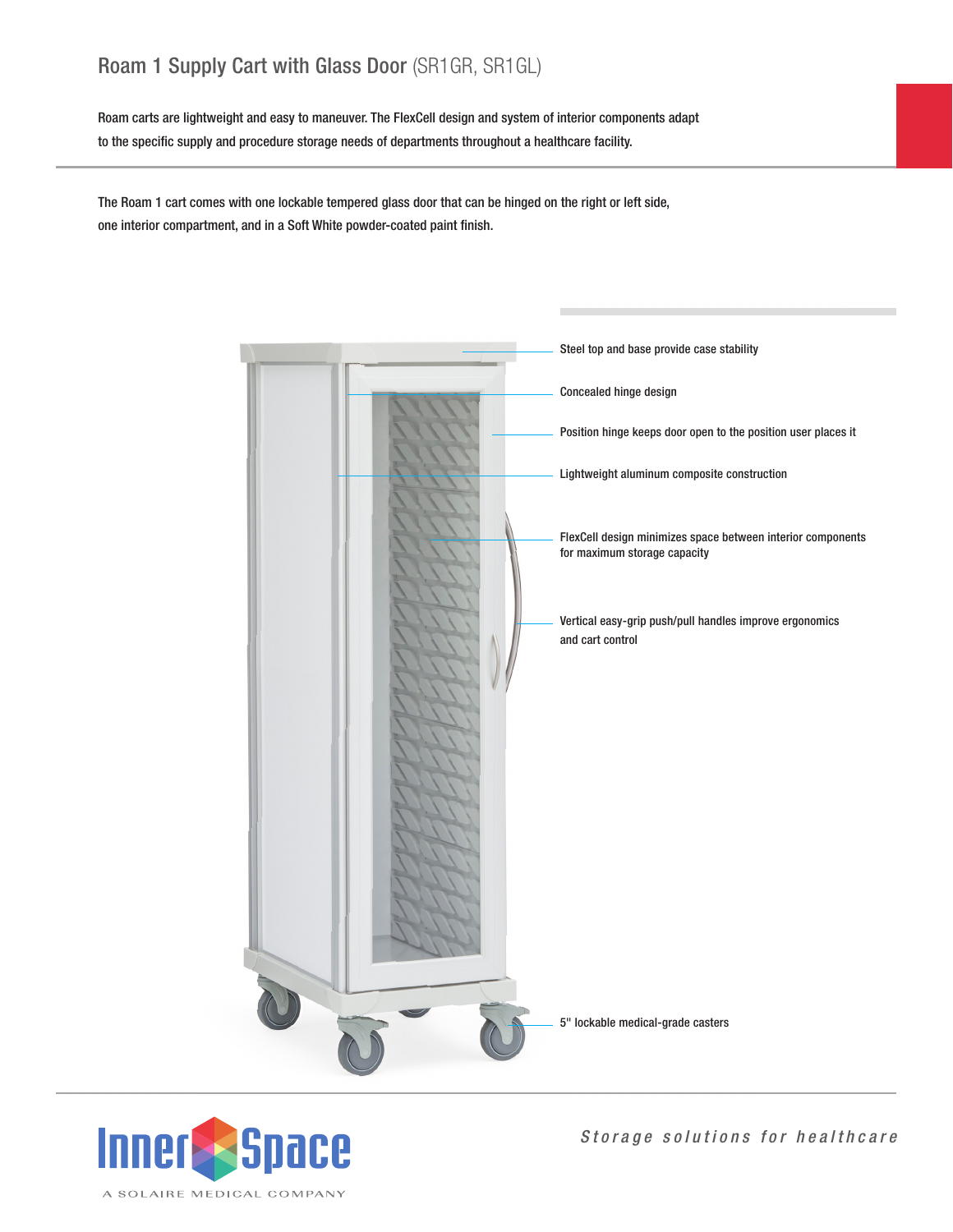# Roam 1 Supply Cart with Glass Door (SR1GR, SR1GL)

Roam carts are lightweight and easy to maneuver. The FlexCell design and system of interior components adapt to the specific supply and procedure storage needs of departments throughout a healthcare facility.

The Roam 1 cart comes with one lockable tempered glass door that can be hinged on the right or left side, one interior compartment, and in a Soft White powder-coated paint finish.

- Steel top and base provide case stability
- Concealed hinge design
- Position hinge keeps door open to the position user places it
- Lightweight aluminum composite construction
- FlexCell design minimizes space between interior components for maximum storage capacity
- Vertical easy-grip push/pull handles improve ergonomics and cart control
- 5" lockable medical-grade casters

InnerSpace

A SOLAIRE MEDICAL COMPANY

*Storage solutions for healthcare*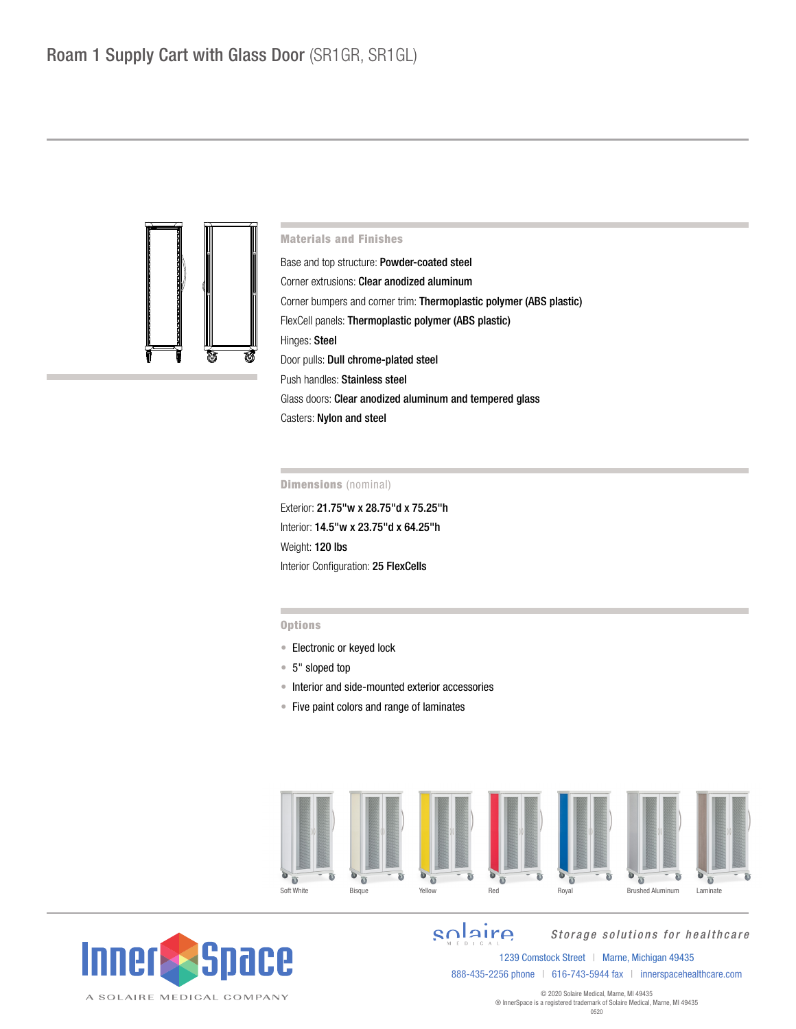# Roam 1 Supply Cart with Glass Door (SR1GR, SR1GL)

## Materials and Finishes

Base and top structure: **Powder-coated steel**

Corner extrusions: **Clear anodized aluminum**

Corner bumpers and corner trim: **Thermoplastic polymer (ABS plastic)**

FlexCell panels: **Thermoplastic polymer (ABS plastic)**

Hinges: **Steel**

Door pulls: **Dull chrome-plated steel**

Push handles: **Stainless steel**

Glass doors: **Clear anodized aluminum and tempered glass**

Casters: **Nylon and steel**

## Dimensions (nominal)

Exterior: **21.75"w x 28.75"d x 75.25"h**

Interior: **14.5"w x 23.75"d x 64.25"h**

Weight: **120 lbs**

Interior Configuration: **25 FlexCells**

## Options

- Electronic or keyed lock
- 5" sloped top
- Interior and side-mounted exterior accessories
- Five paint colors and range of laminates

Soft White | Bisque | Yellow | Red | Royal | Brushed Aluminum | Laminate

InnerSpace — A SOLAIRE MEDICAL COMPANY

solaire MEDICAL — *Storage solutions for healthcare*

1239 Comstock Street | Marne, Michigan 49435

888-435-2256 phone | 616-743-5944 fax | innerspacehealthcare.com

© 2020 Solaire Medical, Marne, MI 49435
® InnerSpace is a registered trademark of Solaire Medical, Marne, MI 49435
0520